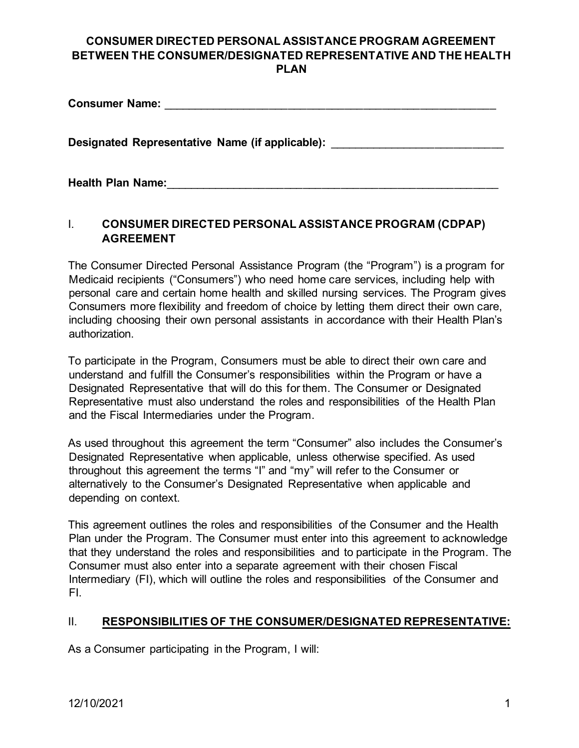# CONSUMER DIRECTED PERSONAL ASSISTANCE PROGRAM AGREEMENT BETWEEN THE CONSUMER/DESIGNATED REPRESENTATIVE AND THE HEALTH PLAN

**Consumer Name:** ________________________________________________________

**Designated Representative Name (if applicable):** ___________________________

**Health Plan Name:**________________________________________________________

## I. CONSUMER DIRECTED PERSONAL ASSISTANCE PROGRAM (CDPAP) AGREEMENT

The Consumer Directed Personal Assistance Program (the "Program") is a program for Medicaid recipients ("Consumers") who need home care services, including help with personal care and certain home health and skilled nursing services. The Program gives Consumers more flexibility and freedom of choice by letting them direct their own care, including choosing their own personal assistants in accordance with their Health Plan's authorization.

To participate in the Program, Consumers must be able to direct their own care and understand and fulfill the Consumer's responsibilities within the Program or have a Designated Representative that will do this for them. The Consumer or Designated Representative must also understand the roles and responsibilities of the Health Plan and the Fiscal Intermediaries under the Program.

As used throughout this agreement the term "Consumer" also includes the Consumer's Designated Representative when applicable, unless otherwise specified. As used throughout this agreement the terms "I" and "my" will refer to the Consumer or alternatively to the Consumer's Designated Representative when applicable and depending on context.

This agreement outlines the roles and responsibilities of the Consumer and the Health Plan under the Program. The Consumer must enter into this agreement to acknowledge that they understand the roles and responsibilities and to participate in the Program. The Consumer must also enter into a separate agreement with their chosen Fiscal Intermediary (FI), which will outline the roles and responsibilities of the Consumer and FI.

## II. <u>RESPONSIBILITIES OF THE CONSUMER/DESIGNATED REPRESENTATIVE:</u>

As a Consumer participating in the Program, I will: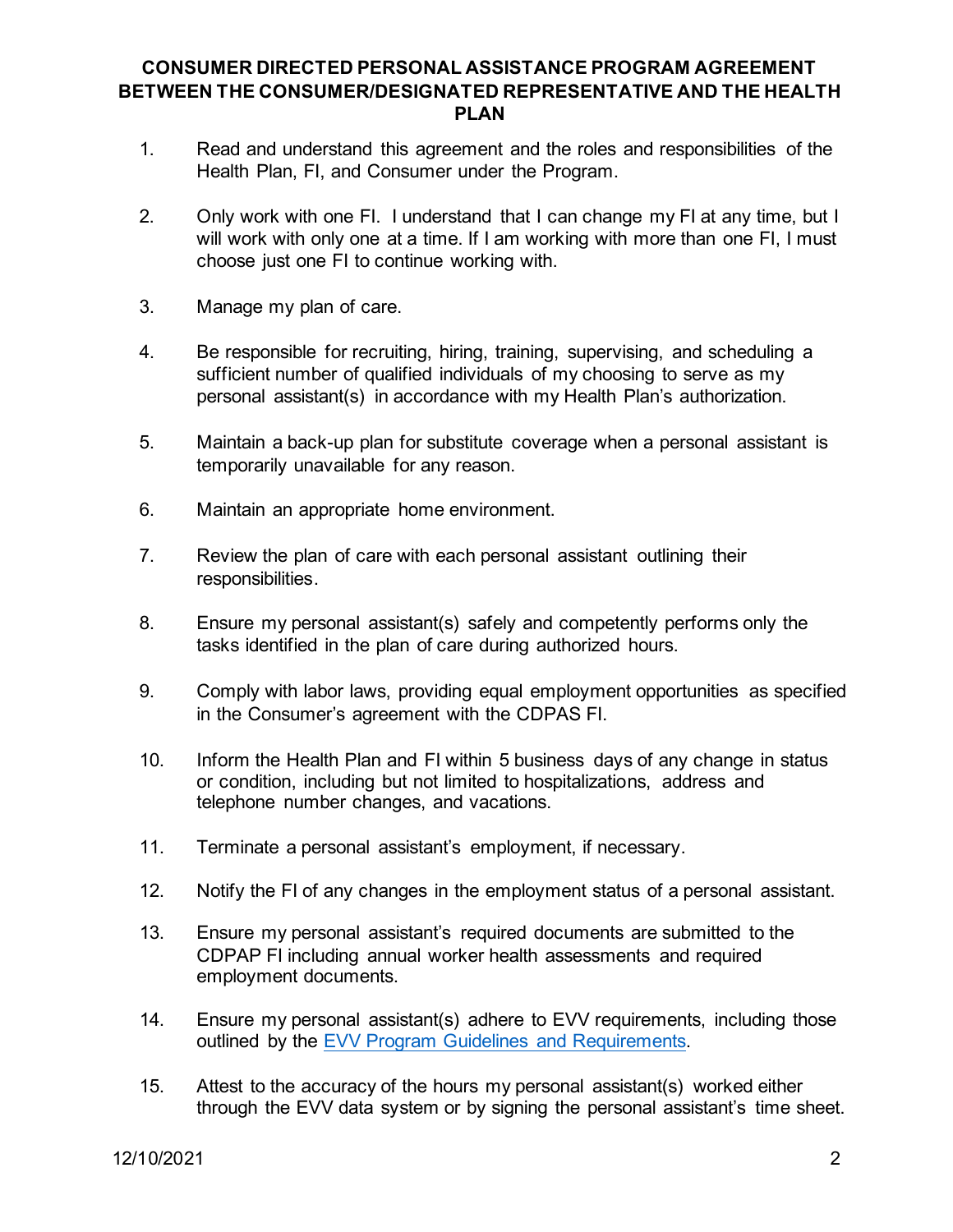**CONSUMER DIRECTED PERSONAL ASSISTANCE PROGRAM AGREEMENT BETWEEN THE CONSUMER/DESIGNATED REPRESENTATIVE AND THE HEALTH PLAN**

1. Read and understand this agreement and the roles and responsibilities of the Health Plan, FI, and Consumer under the Program.

2. Only work with one FI. I understand that I can change my FI at any time, but I will work with only one at a time. If I am working with more than one FI, I must choose just one FI to continue working with.

3. Manage my plan of care.

4. Be responsible for recruiting, hiring, training, supervising, and scheduling a sufficient number of qualified individuals of my choosing to serve as my personal assistant(s) in accordance with my Health Plan's authorization.

5. Maintain a back-up plan for substitute coverage when a personal assistant is temporarily unavailable for any reason.

6. Maintain an appropriate home environment.

7. Review the plan of care with each personal assistant outlining their responsibilities.

8. Ensure my personal assistant(s) safely and competently performs only the tasks identified in the plan of care during authorized hours.

9. Comply with labor laws, providing equal employment opportunities as specified in the Consumer's agreement with the CDPAS FI.

10. Inform the Health Plan and FI within 5 business days of any change in status or condition, including but not limited to hospitalizations, address and telephone number changes, and vacations.

11. Terminate a personal assistant's employment, if necessary.

12. Notify the FI of any changes in the employment status of a personal assistant.

13. Ensure my personal assistant's required documents are submitted to the CDPAP FI including annual worker health assessments and required employment documents.

14. Ensure my personal assistant(s) adhere to EVV requirements, including those outlined by the EVV Program Guidelines and Requirements.

15. Attest to the accuracy of the hours my personal assistant(s) worked either through the EVV data system or by signing the personal assistant's time sheet.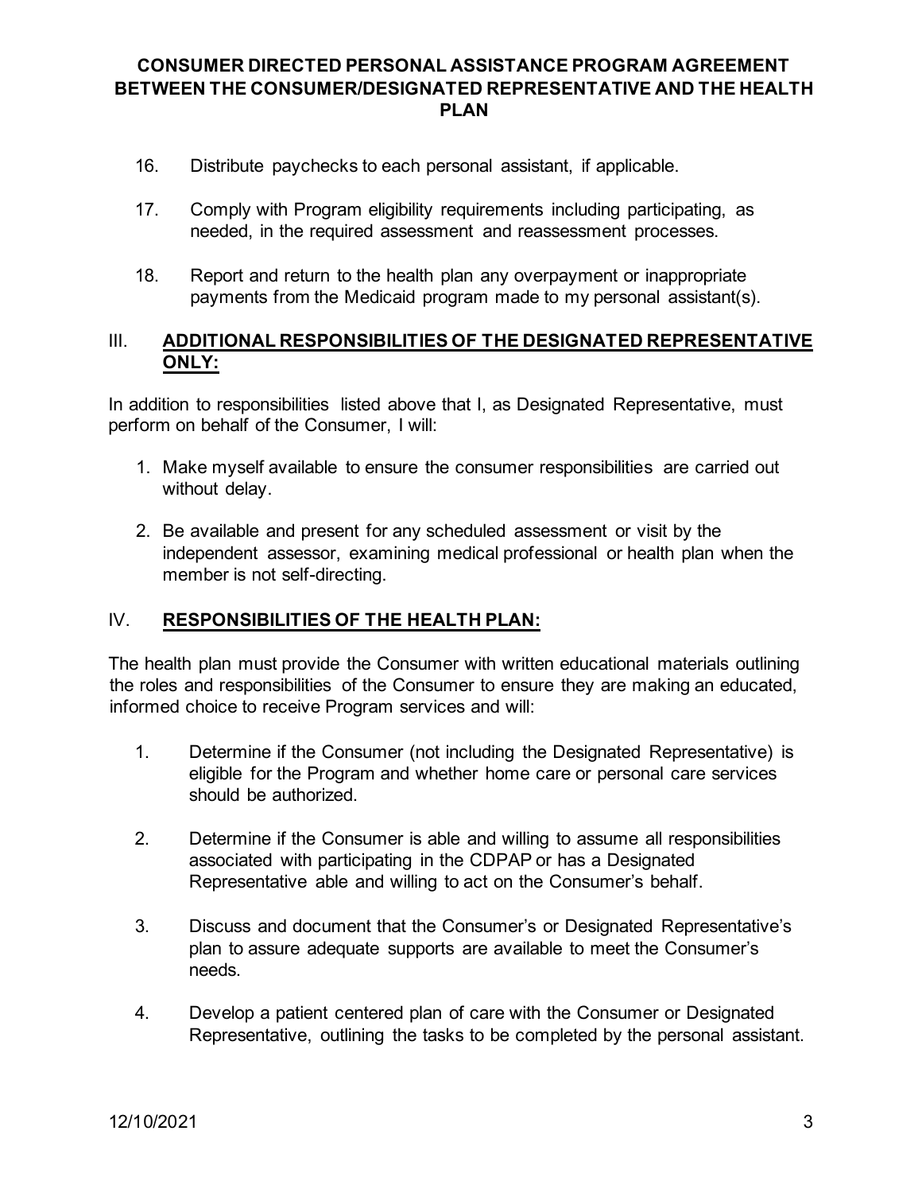16. Distribute paychecks to each personal assistant, if applicable.

17. Comply with Program eligibility requirements including participating, as needed, in the required assessment and reassessment processes.

18. Report and return to the health plan any overpayment or inappropriate payments from the Medicaid program made to my personal assistant(s).

## III. ADDITIONAL RESPONSIBILITIES OF THE DESIGNATED REPRESENTATIVE ONLY:

In addition to responsibilities listed above that I, as Designated Representative, must perform on behalf of the Consumer, I will:

1. Make myself available to ensure the consumer responsibilities are carried out without delay.
2. Be available and present for any scheduled assessment or visit by the independent assessor, examining medical professional or health plan when the member is not self-directing.

## IV. RESPONSIBILITIES OF THE HEALTH PLAN:

The health plan must provide the Consumer with written educational materials outlining the roles and responsibilities of the Consumer to ensure they are making an educated, informed choice to receive Program services and will:

1. Determine if the Consumer (not including the Designated Representative) is eligible for the Program and whether home care or personal care services should be authorized.

2. Determine if the Consumer is able and willing to assume all responsibilities associated with participating in the CDPAP or has a Designated Representative able and willing to act on the Consumer's behalf.

3. Discuss and document that the Consumer's or Designated Representative's plan to assure adequate supports are available to meet the Consumer's needs.

4. Develop a patient centered plan of care with the Consumer or Designated Representative, outlining the tasks to be completed by the personal assistant.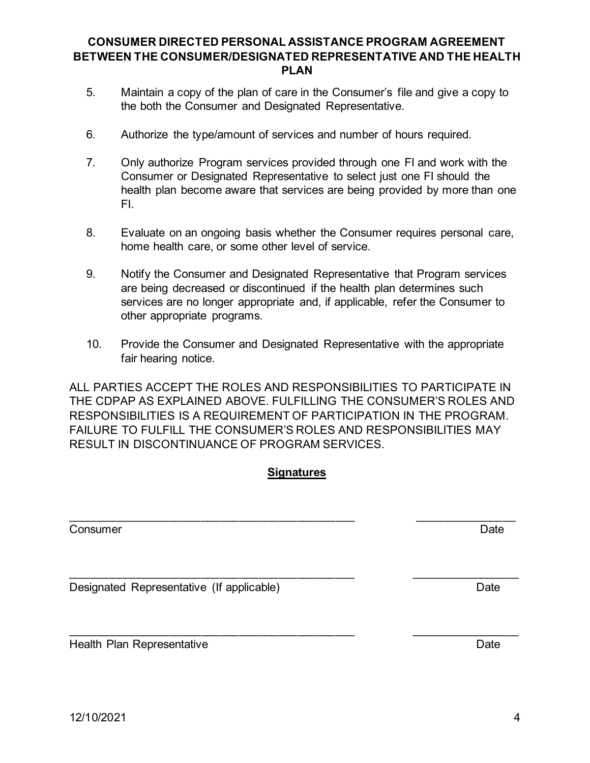5. Maintain a copy of the plan of care in the Consumer's file and give a copy to the both the Consumer and Designated Representative.

6. Authorize the type/amount of services and number of hours required.

7. Only authorize Program services provided through one FI and work with the Consumer or Designated Representative to select just one FI should the health plan become aware that services are being provided by more than one FI.

8. Evaluate on an ongoing basis whether the Consumer requires personal care, home health care, or some other level of service.

9. Notify the Consumer and Designated Representative that Program services are being decreased or discontinued if the health plan determines such services are no longer appropriate and, if applicable, refer the Consumer to other appropriate programs.

10. Provide the Consumer and Designated Representative with the appropriate fair hearing notice.

ALL PARTIES ACCEPT THE ROLES AND RESPONSIBILITIES TO PARTICIPATE IN THE CDPAP AS EXPLAINED ABOVE. FULFILLING THE CONSUMER'S ROLES AND RESPONSIBILITIES IS A REQUIREMENT OF PARTICIPATION IN THE PROGRAM. FAILURE TO FULFILL THE CONSUMER'S ROLES AND RESPONSIBILITIES MAY RESULT IN DISCONTINUANCE OF PROGRAM SERVICES.

## Signatures

_______________________________________________ ________________

Consumer Date

_______________________________________________ ________________

Designated Representative (If applicable) Date

_______________________________________________ ________________

Health Plan Representative Date

12/10/2021